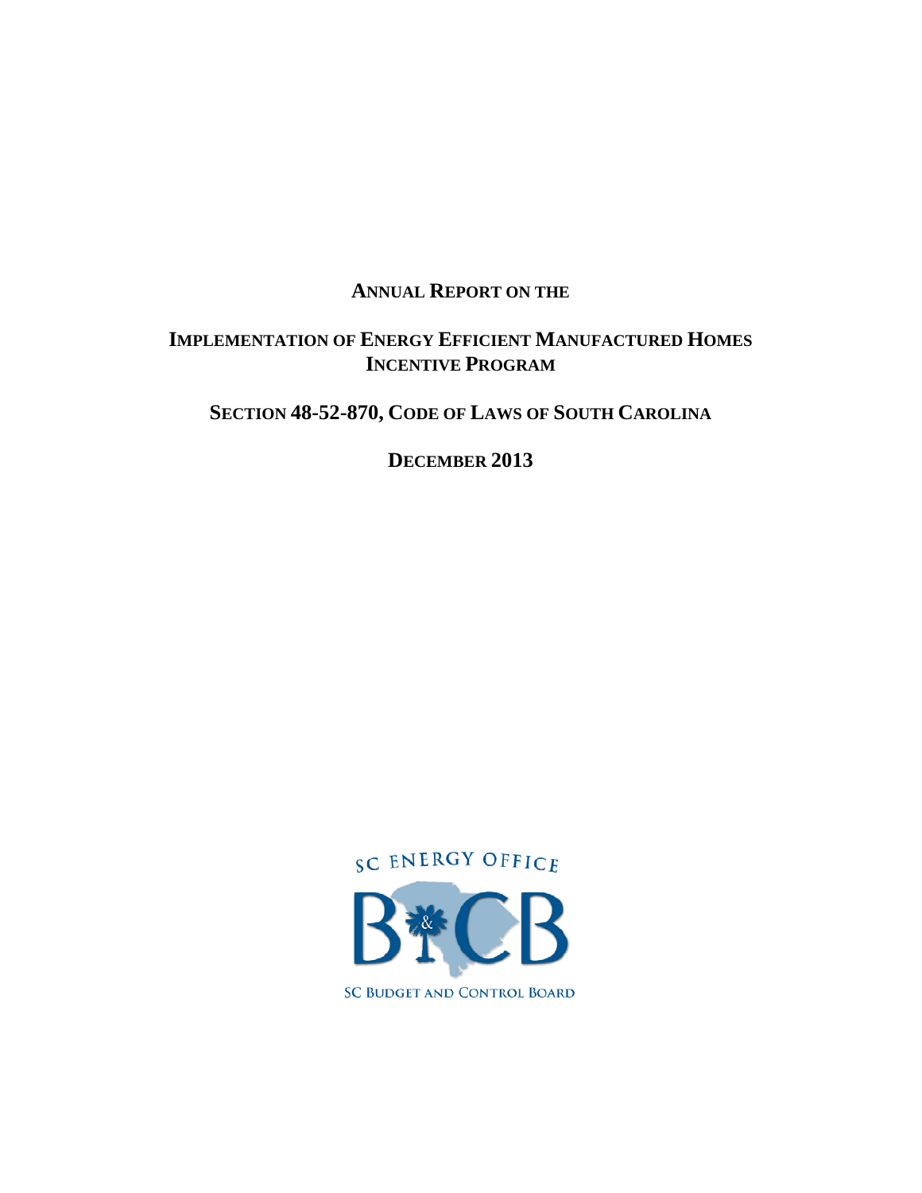# Annual Report on the

## Implementation of Energy Efficient Manufactured Homes Incentive Program

## Section 48-52-870, Code of Laws of South Carolina

## December 2013

SC ENERGY OFFICE

SC BUDGET AND CONTROL BOARD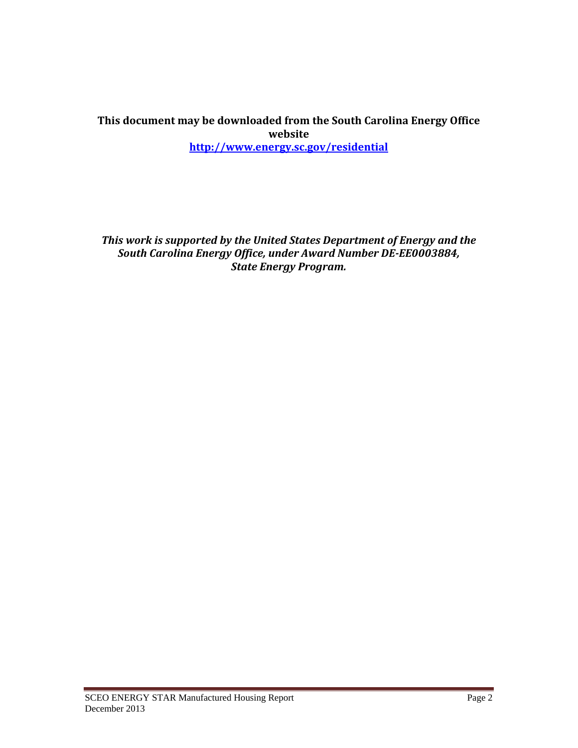**This document may be downloaded from the South Carolina Energy Office website**
**[http://www.energy.sc.gov/residential](http://www.energy.sc.gov/residential)**

***This work is supported by the United States Department of Energy and the South Carolina Energy Office, under Award Number DE-EE0003884, State Energy Program.***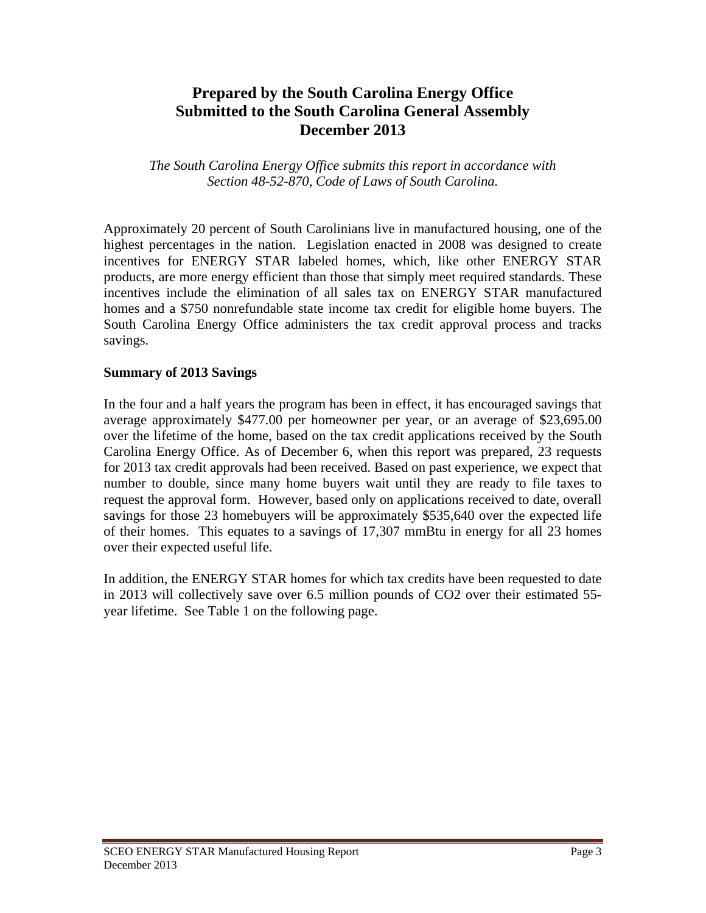# Prepared by the South Carolina Energy Office
# Submitted to the South Carolina General Assembly
# December 2013

*The South Carolina Energy Office submits this report in accordance with Section 48-52-870, Code of Laws of South Carolina.*

Approximately 20 percent of South Carolinians live in manufactured housing, one of the highest percentages in the nation. Legislation enacted in 2008 was designed to create incentives for ENERGY STAR labeled homes, which, like other ENERGY STAR products, are more energy efficient than those that simply meet required standards. These incentives include the elimination of all sales tax on ENERGY STAR manufactured homes and a $750 nonrefundable state income tax credit for eligible home buyers. The South Carolina Energy Office administers the tax credit approval process and tracks savings.

**Summary of 2013 Savings**

In the four and a half years the program has been in effect, it has encouraged savings that average approximately $477.00 per homeowner per year, or an average of $23,695.00 over the lifetime of the home, based on the tax credit applications received by the South Carolina Energy Office. As of December 6, when this report was prepared, 23 requests for 2013 tax credit approvals had been received. Based on past experience, we expect that number to double, since many home buyers wait until they are ready to file taxes to request the approval form. However, based only on applications received to date, overall savings for those 23 homebuyers will be approximately $535,640 over the expected life of their homes. This equates to a savings of 17,307 mmBtu in energy for all 23 homes over their expected useful life.

In addition, the ENERGY STAR homes for which tax credits have been requested to date in 2013 will collectively save over 6.5 million pounds of $CO_2$ over their estimated 55-year lifetime. See Table 1 on the following page.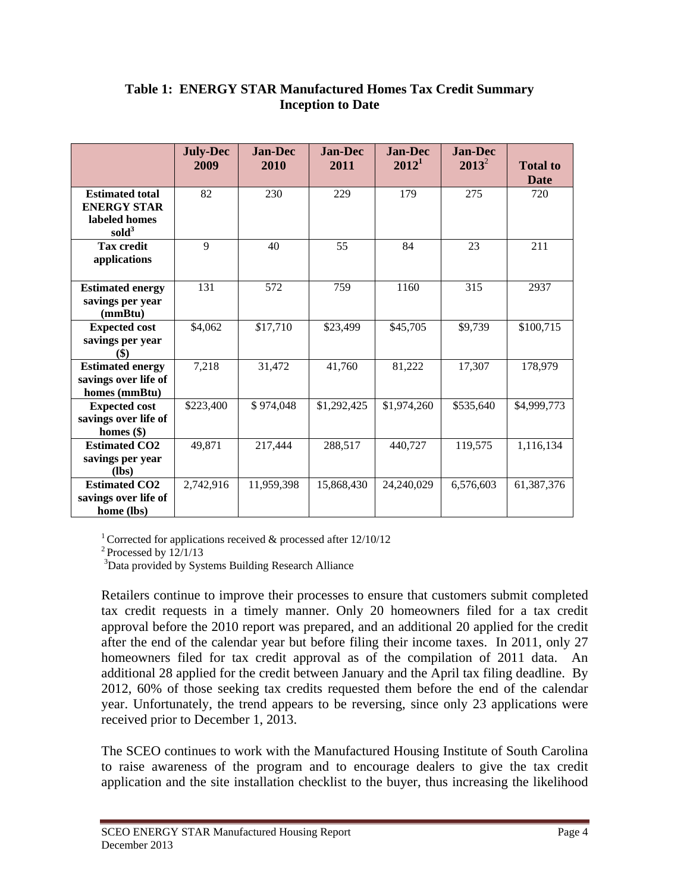**Table 1: ENERGY STAR Manufactured Homes Tax Credit Summary Inception to Date**

| | July-Dec 2009 | Jan-Dec 2010 | Jan-Dec 2011 | Jan-Dec 2012[1] | Jan-Dec 2013[2] | Total to Date |
|---|---|---|---|---|---|---|
| **Estimated total ENERGY STAR labeled homes sold[3]** | 82 | 230 | 229 | 179 | 275 | 720 |
| **Tax credit applications** | 9 | 40 | 55 | 84 | 23 | 211 |
| **Estimated energy savings per year (mmBtu)** | 131 | 572 | 759 | 1160 | 315 | 2937 |
| **Expected cost savings per year ($)** | $4,062 | $17,710 | $23,499 | $45,705 | $9,739 | $100,715 |
| **Estimated energy savings over life of homes (mmBtu)** | 7,218 | 31,472 | 41,760 | 81,222 | 17,307 | 178,979 |
| **Expected cost savings over life of homes ($)** | $223,400 | $ 974,048 | $1,292,425 | $1,974,260 | $535,640 | $4,999,773 |
| **Estimated CO2 savings per year (lbs)** | 49,871 | 217,444 | 288,517 | 440,727 | 119,575 | 1,116,134 |
| **Estimated CO2 savings over life of home (lbs)** | 2,742,916 | 11,959,398 | 15,868,430 | 24,240,029 | 6,576,603 | 61,387,376 |

[1] Corrected for applications received & processed after 12/10/12

[2] Processed by 12/1/13

[3] Data provided by Systems Building Research Alliance

Retailers continue to improve their processes to ensure that customers submit completed tax credit requests in a timely manner. Only 20 homeowners filed for a tax credit approval before the 2010 report was prepared, and an additional 20 applied for the credit after the end of the calendar year but before filing their income taxes. In 2011, only 27 homeowners filed for tax credit approval as of the compilation of 2011 data. An additional 28 applied for the credit between January and the April tax filing deadline. By 2012, 60% of those seeking tax credits requested them before the end of the calendar year. Unfortunately, the trend appears to be reversing, since only 23 applications were received prior to December 1, 2013.

The SCEO continues to work with the Manufactured Housing Institute of South Carolina to raise awareness of the program and to encourage dealers to give the tax credit application and the site installation checklist to the buyer, thus increasing the likelihood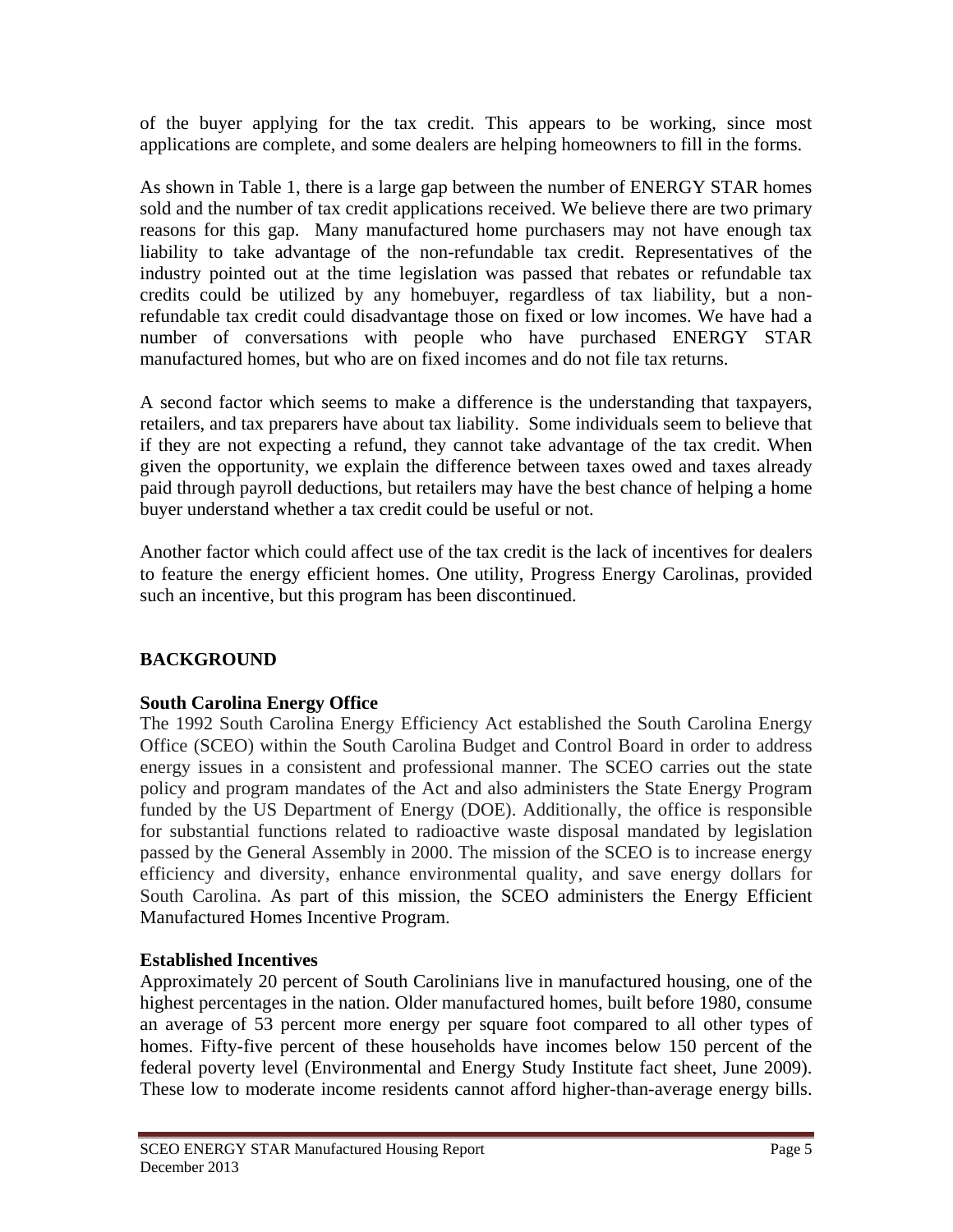of the buyer applying for the tax credit. This appears to be working, since most applications are complete, and some dealers are helping homeowners to fill in the forms.

As shown in Table 1, there is a large gap between the number of ENERGY STAR homes sold and the number of tax credit applications received. We believe there are two primary reasons for this gap. Many manufactured home purchasers may not have enough tax liability to take advantage of the non-refundable tax credit. Representatives of the industry pointed out at the time legislation was passed that rebates or refundable tax credits could be utilized by any homebuyer, regardless of tax liability, but a non-refundable tax credit could disadvantage those on fixed or low incomes. We have had a number of conversations with people who have purchased ENERGY STAR manufactured homes, but who are on fixed incomes and do not file tax returns.

A second factor which seems to make a difference is the understanding that taxpayers, retailers, and tax preparers have about tax liability. Some individuals seem to believe that if they are not expecting a refund, they cannot take advantage of the tax credit. When given the opportunity, we explain the difference between taxes owed and taxes already paid through payroll deductions, but retailers may have the best chance of helping a home buyer understand whether a tax credit could be useful or not.

Another factor which could affect use of the tax credit is the lack of incentives for dealers to feature the energy efficient homes. One utility, Progress Energy Carolinas, provided such an incentive, but this program has been discontinued.

## BACKGROUND

### South Carolina Energy Office

The 1992 South Carolina Energy Efficiency Act established the South Carolina Energy Office (SCEO) within the South Carolina Budget and Control Board in order to address energy issues in a consistent and professional manner. The SCEO carries out the state policy and program mandates of the Act and also administers the State Energy Program funded by the US Department of Energy (DOE). Additionally, the office is responsible for substantial functions related to radioactive waste disposal mandated by legislation passed by the General Assembly in 2000. The mission of the SCEO is to increase energy efficiency and diversity, enhance environmental quality, and save energy dollars for South Carolina. As part of this mission, the SCEO administers the Energy Efficient Manufactured Homes Incentive Program.

### Established Incentives

Approximately 20 percent of South Carolinians live in manufactured housing, one of the highest percentages in the nation. Older manufactured homes, built before 1980, consume an average of 53 percent more energy per square foot compared to all other types of homes. Fifty-five percent of these households have incomes below 150 percent of the federal poverty level (Environmental and Energy Study Institute fact sheet, June 2009). These low to moderate income residents cannot afford higher-than-average energy bills.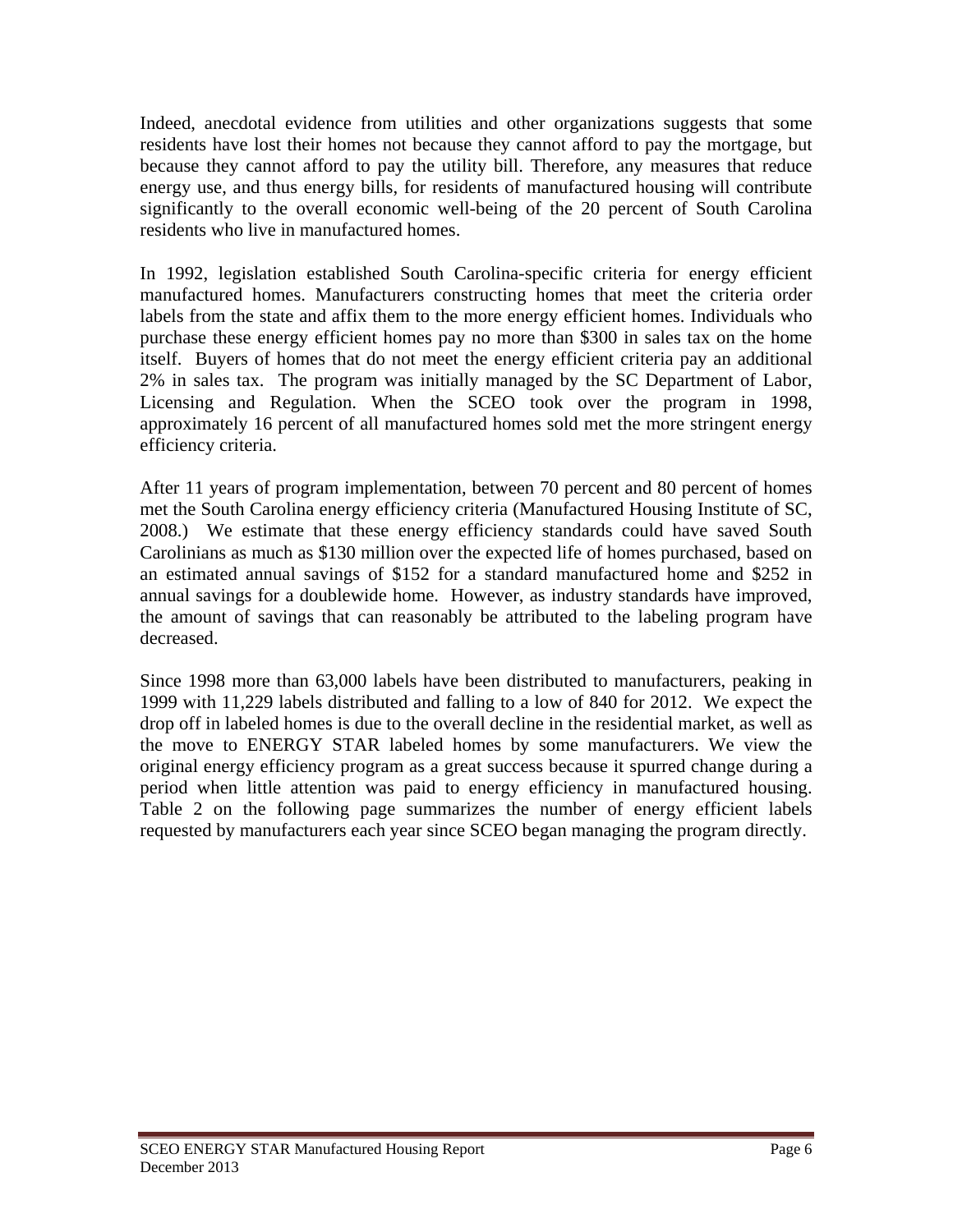Indeed, anecdotal evidence from utilities and other organizations suggests that some residents have lost their homes not because they cannot afford to pay the mortgage, but because they cannot afford to pay the utility bill. Therefore, any measures that reduce energy use, and thus energy bills, for residents of manufactured housing will contribute significantly to the overall economic well-being of the 20 percent of South Carolina residents who live in manufactured homes.

In 1992, legislation established South Carolina-specific criteria for energy efficient manufactured homes. Manufacturers constructing homes that meet the criteria order labels from the state and affix them to the more energy efficient homes. Individuals who purchase these energy efficient homes pay no more than $300 in sales tax on the home itself. Buyers of homes that do not meet the energy efficient criteria pay an additional 2% in sales tax. The program was initially managed by the SC Department of Labor, Licensing and Regulation. When the SCEO took over the program in 1998, approximately 16 percent of all manufactured homes sold met the more stringent energy efficiency criteria.

After 11 years of program implementation, between 70 percent and 80 percent of homes met the South Carolina energy efficiency criteria (Manufactured Housing Institute of SC, 2008.) We estimate that these energy efficiency standards could have saved South Carolinians as much as $130 million over the expected life of homes purchased, based on an estimated annual savings of $152 for a standard manufactured home and $252 in annual savings for a doublewide home. However, as industry standards have improved, the amount of savings that can reasonably be attributed to the labeling program have decreased.

Since 1998 more than 63,000 labels have been distributed to manufacturers, peaking in 1999 with 11,229 labels distributed and falling to a low of 840 for 2012. We expect the drop off in labeled homes is due to the overall decline in the residential market, as well as the move to ENERGY STAR labeled homes by some manufacturers. We view the original energy efficiency program as a great success because it spurred change during a period when little attention was paid to energy efficiency in manufactured housing. Table 2 on the following page summarizes the number of energy efficient labels requested by manufacturers each year since SCEO began managing the program directly.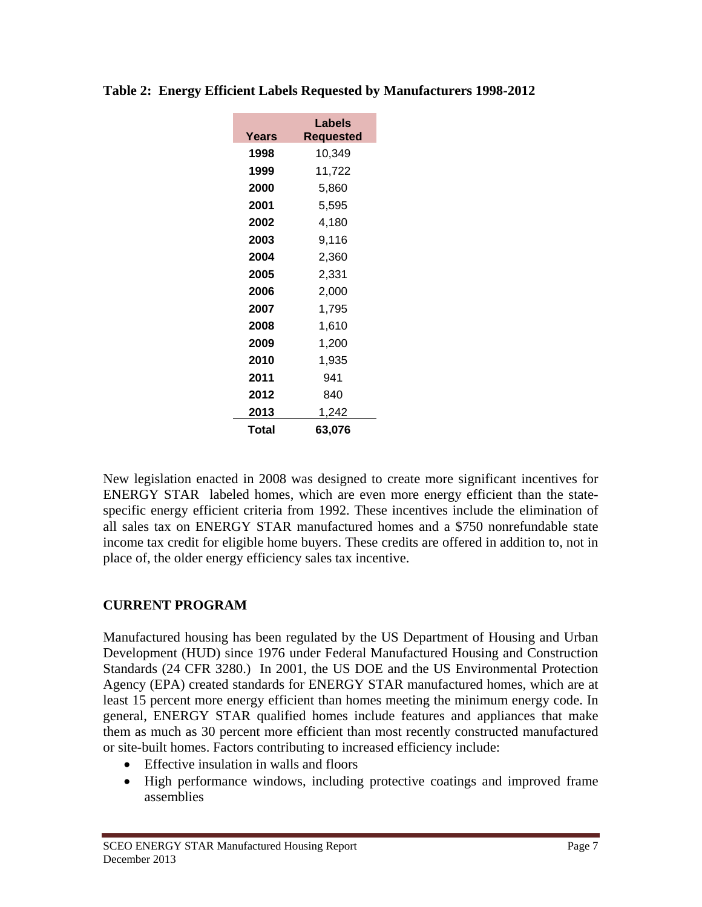**Table 2: Energy Efficient Labels Requested by Manufacturers 1998-2012**

| Years | Labels Requested |
|---|---|
| **1998** | 10,349 |
| **1999** | 11,722 |
| **2000** | 5,860 |
| **2001** | 5,595 |
| **2002** | 4,180 |
| **2003** | 9,116 |
| **2004** | 2,360 |
| **2005** | 2,331 |
| **2006** | 2,000 |
| **2007** | 1,795 |
| **2008** | 1,610 |
| **2009** | 1,200 |
| **2010** | 1,935 |
| **2011** | 941 |
| **2012** | 840 |
| **2013** | 1,242 |
| **Total** | **63,076** |

New legislation enacted in 2008 was designed to create more significant incentives for ENERGY STAR labeled homes, which are even more energy efficient than the state-specific energy efficient criteria from 1992. These incentives include the elimination of all sales tax on ENERGY STAR manufactured homes and a $750 nonrefundable state income tax credit for eligible home buyers. These credits are offered in addition to, not in place of, the older energy efficiency sales tax incentive.

## CURRENT PROGRAM

Manufactured housing has been regulated by the US Department of Housing and Urban Development (HUD) since 1976 under Federal Manufactured Housing and Construction Standards (24 CFR 3280.) In 2001, the US DOE and the US Environmental Protection Agency (EPA) created standards for ENERGY STAR manufactured homes, which are at least 15 percent more energy efficient than homes meeting the minimum energy code. In general, ENERGY STAR qualified homes include features and appliances that make them as much as 30 percent more efficient than most recently constructed manufactured or site-built homes. Factors contributing to increased efficiency include:

- Effective insulation in walls and floors
- High performance windows, including protective coatings and improved frame assemblies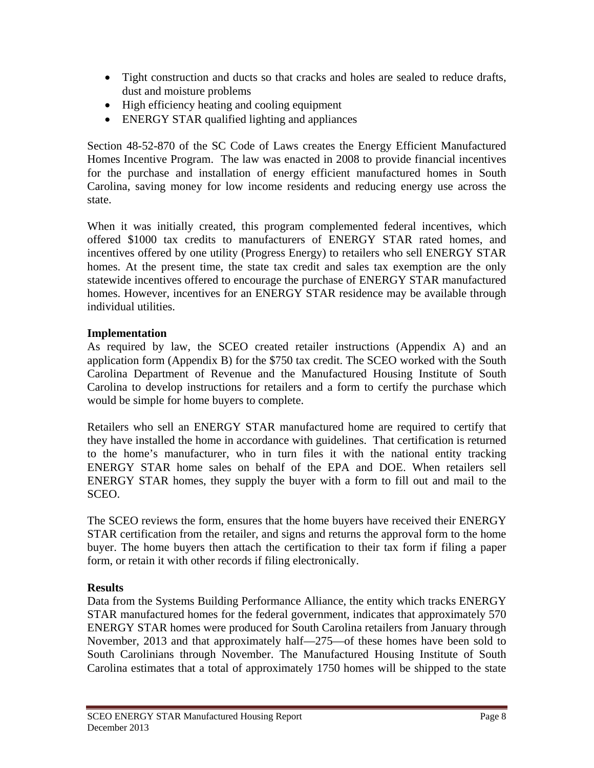- Tight construction and ducts so that cracks and holes are sealed to reduce drafts, dust and moisture problems
- High efficiency heating and cooling equipment
- ENERGY STAR qualified lighting and appliances

Section 48-52-870 of the SC Code of Laws creates the Energy Efficient Manufactured Homes Incentive Program. The law was enacted in 2008 to provide financial incentives for the purchase and installation of energy efficient manufactured homes in South Carolina, saving money for low income residents and reducing energy use across the state.

When it was initially created, this program complemented federal incentives, which offered $1000 tax credits to manufacturers of ENERGY STAR rated homes, and incentives offered by one utility (Progress Energy) to retailers who sell ENERGY STAR homes. At the present time, the state tax credit and sales tax exemption are the only statewide incentives offered to encourage the purchase of ENERGY STAR manufactured homes. However, incentives for an ENERGY STAR residence may be available through individual utilities.

**Implementation**

As required by law, the SCEO created retailer instructions (Appendix A) and an application form (Appendix B) for the $750 tax credit. The SCEO worked with the South Carolina Department of Revenue and the Manufactured Housing Institute of South Carolina to develop instructions for retailers and a form to certify the purchase which would be simple for home buyers to complete.

Retailers who sell an ENERGY STAR manufactured home are required to certify that they have installed the home in accordance with guidelines. That certification is returned to the home's manufacturer, who in turn files it with the national entity tracking ENERGY STAR home sales on behalf of the EPA and DOE. When retailers sell ENERGY STAR homes, they supply the buyer with a form to fill out and mail to the SCEO.

The SCEO reviews the form, ensures that the home buyers have received their ENERGY STAR certification from the retailer, and signs and returns the approval form to the home buyer. The home buyers then attach the certification to their tax form if filing a paper form, or retain it with other records if filing electronically.

**Results**

Data from the Systems Building Performance Alliance, the entity which tracks ENERGY STAR manufactured homes for the federal government, indicates that approximately 570 ENERGY STAR homes were produced for South Carolina retailers from January through November, 2013 and that approximately half—275—of these homes have been sold to South Carolinians through November. The Manufactured Housing Institute of South Carolina estimates that a total of approximately 1750 homes will be shipped to the state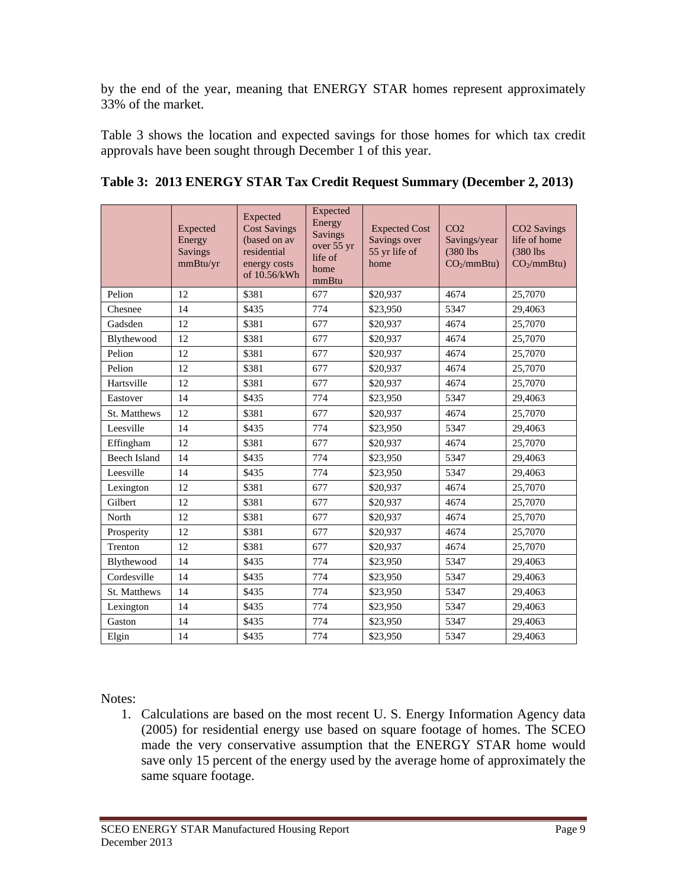by the end of the year, meaning that ENERGY STAR homes represent approximately 33% of the market.

Table 3 shows the location and expected savings for those homes for which tax credit approvals have been sought through December 1 of this year.

**Table 3: 2013 ENERGY STAR Tax Credit Request Summary (December 2, 2013)**

| | Expected Energy Savings mmBtu/yr | Expected Cost Savings (based on av residential energy costs of 10.56/kWh | Expected Energy Savings over 55 yr life of home mmBtu | Expected Cost Savings over 55 yr life of home | $CO_2$ Savings/year (380 lbs $CO_2$/mmBtu) | $CO_2$ Savings life of home (380 lbs $CO_2$/mmBtu) |
|---|---|---|---|---|---|---|
| Pelion | 12 | $381 | 677 | $20,937 | 4674 | 25,7070 |
| Chesnee | 14 | $435 | 774 | $23,950 | 5347 | 29,4063 |
| Gadsden | 12 | $381 | 677 | $20,937 | 4674 | 25,7070 |
| Blythewood | 12 | $381 | 677 | $20,937 | 4674 | 25,7070 |
| Pelion | 12 | $381 | 677 | $20,937 | 4674 | 25,7070 |
| Pelion | 12 | $381 | 677 | $20,937 | 4674 | 25,7070 |
| Hartsville | 12 | $381 | 677 | $20,937 | 4674 | 25,7070 |
| Eastover | 14 | $435 | 774 | $23,950 | 5347 | 29,4063 |
| St. Matthews | 12 | $381 | 677 | $20,937 | 4674 | 25,7070 |
| Leesville | 14 | $435 | 774 | $23,950 | 5347 | 29,4063 |
| Effingham | 12 | $381 | 677 | $20,937 | 4674 | 25,7070 |
| Beech Island | 14 | $435 | 774 | $23,950 | 5347 | 29,4063 |
| Leesville | 14 | $435 | 774 | $23,950 | 5347 | 29,4063 |
| Lexington | 12 | $381 | 677 | $20,937 | 4674 | 25,7070 |
| Gilbert | 12 | $381 | 677 | $20,937 | 4674 | 25,7070 |
| North | 12 | $381 | 677 | $20,937 | 4674 | 25,7070 |
| Prosperity | 12 | $381 | 677 | $20,937 | 4674 | 25,7070 |
| Trenton | 12 | $381 | 677 | $20,937 | 4674 | 25,7070 |
| Blythewood | 14 | $435 | 774 | $23,950 | 5347 | 29,4063 |
| Cordesville | 14 | $435 | 774 | $23,950 | 5347 | 29,4063 |
| St. Matthews | 14 | $435 | 774 | $23,950 | 5347 | 29,4063 |
| Lexington | 14 | $435 | 774 | $23,950 | 5347 | 29,4063 |
| Gaston | 14 | $435 | 774 | $23,950 | 5347 | 29,4063 |
| Elgin | 14 | $435 | 774 | $23,950 | 5347 | 29,4063 |

Notes:

1. Calculations are based on the most recent U. S. Energy Information Agency data (2005) for residential energy use based on square footage of homes. The SCEO made the very conservative assumption that the ENERGY STAR home would save only 15 percent of the energy used by the average home of approximately the same square footage.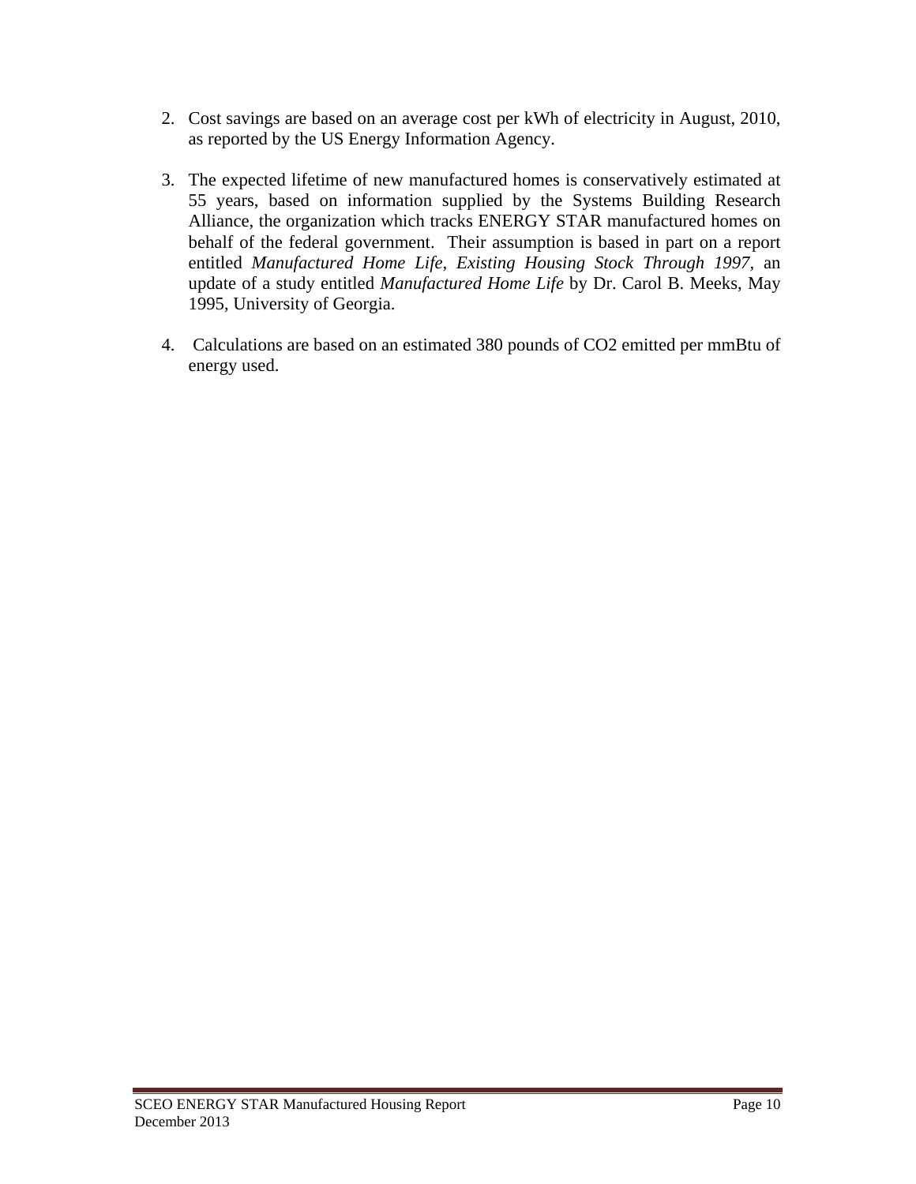2. Cost savings are based on an average cost per kWh of electricity in August, 2010, as reported by the US Energy Information Agency.

3. The expected lifetime of new manufactured homes is conservatively estimated at 55 years, based on information supplied by the Systems Building Research Alliance, the organization which tracks ENERGY STAR manufactured homes on behalf of the federal government. Their assumption is based in part on a report entitled *Manufactured Home Life, Existing Housing Stock Through 1997*, an update of a study entitled *Manufactured Home Life* by Dr. Carol B. Meeks, May 1995, University of Georgia.

4. Calculations are based on an estimated 380 pounds of $CO_2$ emitted per mmBtu of energy used.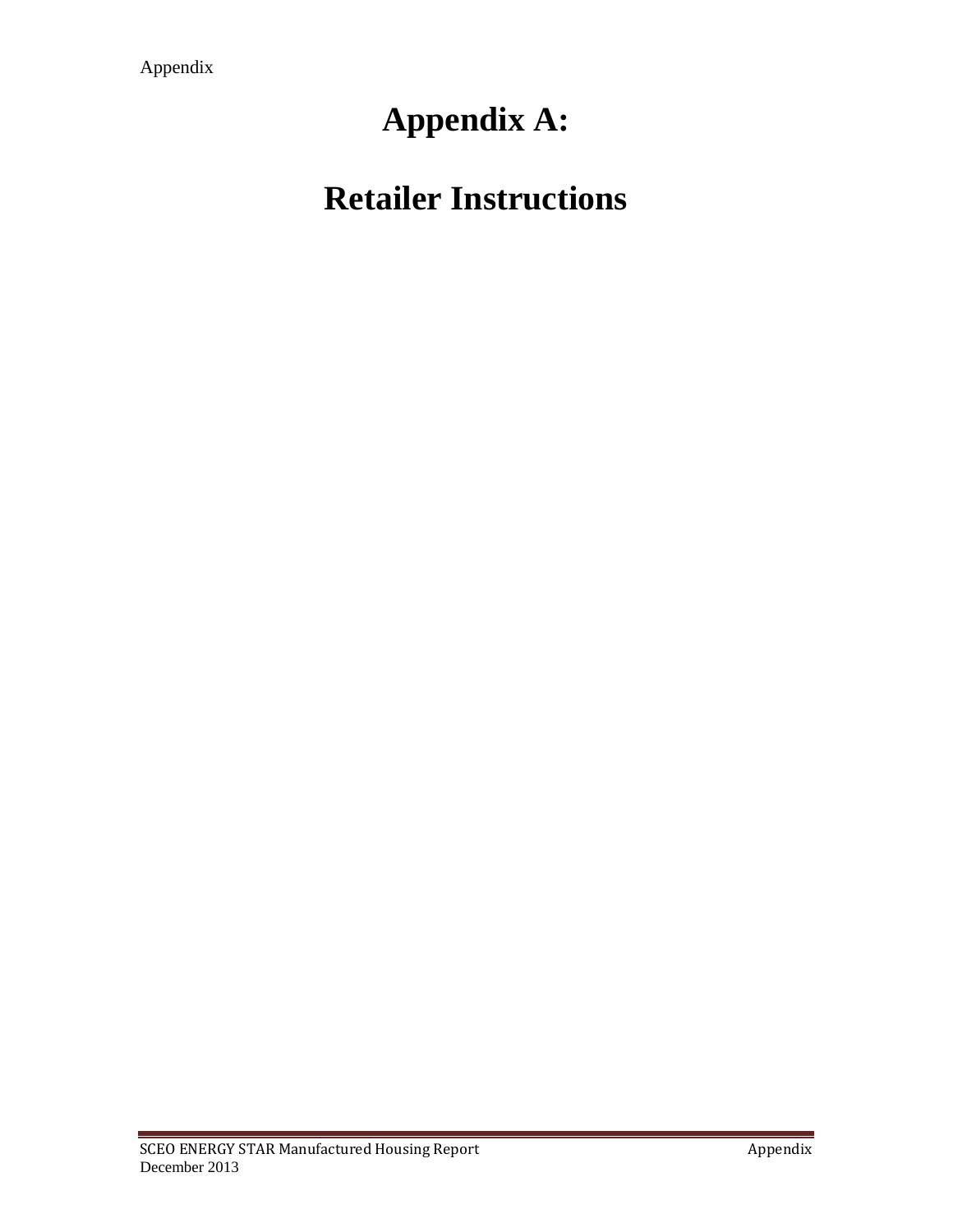# Appendix A:

# Retailer Instructions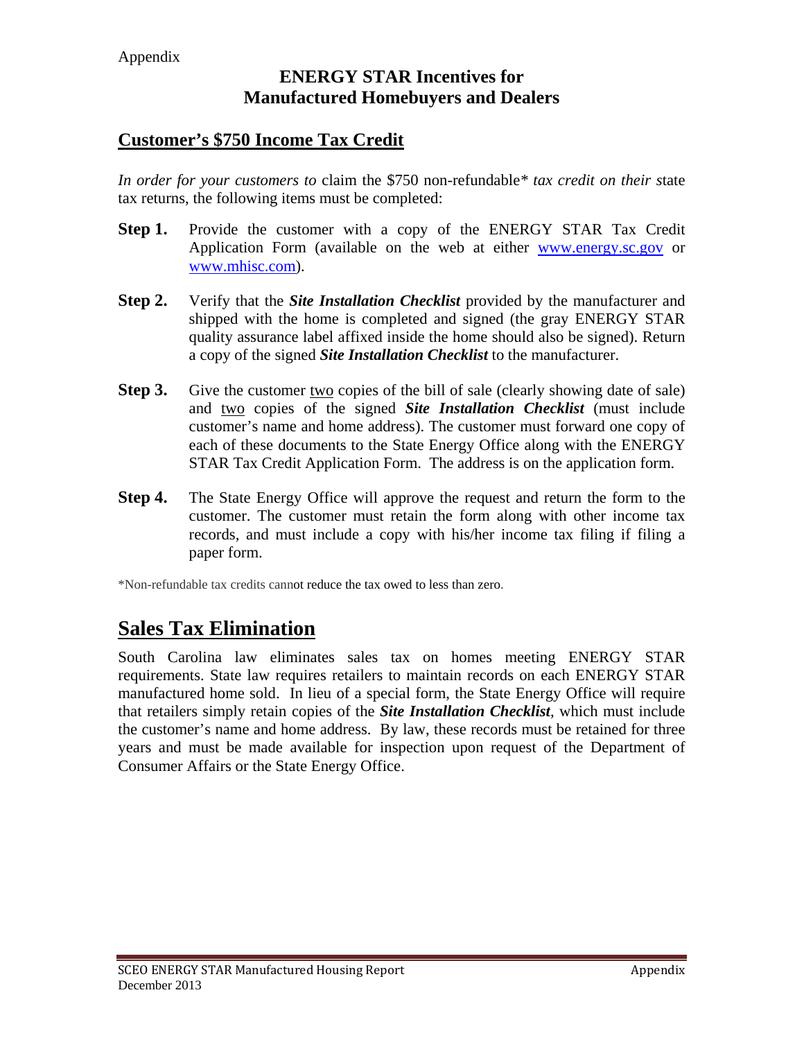Appendix

## ENERGY STAR Incentives for Manufactured Homebuyers and Dealers

### Customer's $750 Income Tax Credit

*In order for your customers to* claim the $750 non-refundable* *tax credit on their* state tax returns, the following items must be completed:

**Step 1.** Provide the customer with a copy of the ENERGY STAR Tax Credit Application Form (available on the web at either [www.energy.sc.gov](http://www.energy.sc.gov) or [www.mhisc.com](http://www.mhisc.com)).

**Step 2.** Verify that the ***Site Installation Checklist*** provided by the manufacturer and shipped with the home is completed and signed (the gray ENERGY STAR quality assurance label affixed inside the home should also be signed). Return a copy of the signed ***Site Installation Checklist*** to the manufacturer.

**Step 3.** Give the customer <u>two</u> copies of the bill of sale (clearly showing date of sale) and <u>two</u> copies of the signed ***Site Installation Checklist*** (must include customer's name and home address). The customer must forward one copy of each of these documents to the State Energy Office along with the ENERGY STAR Tax Credit Application Form. The address is on the application form.

**Step 4.** The State Energy Office will approve the request and return the form to the customer. The customer must retain the form along with other income tax records, and must include a copy with his/her income tax filing if filing a paper form.

*Non-refundable tax credits cannot reduce the tax owed to less than zero.

## Sales Tax Elimination

South Carolina law eliminates sales tax on homes meeting ENERGY STAR requirements. State law requires retailers to maintain records on each ENERGY STAR manufactured home sold. In lieu of a special form, the State Energy Office will require that retailers simply retain copies of the ***Site Installation Checklist***, which must include the customer's name and home address. By law, these records must be retained for three years and must be made available for inspection upon request of the Department of Consumer Affairs or the State Energy Office.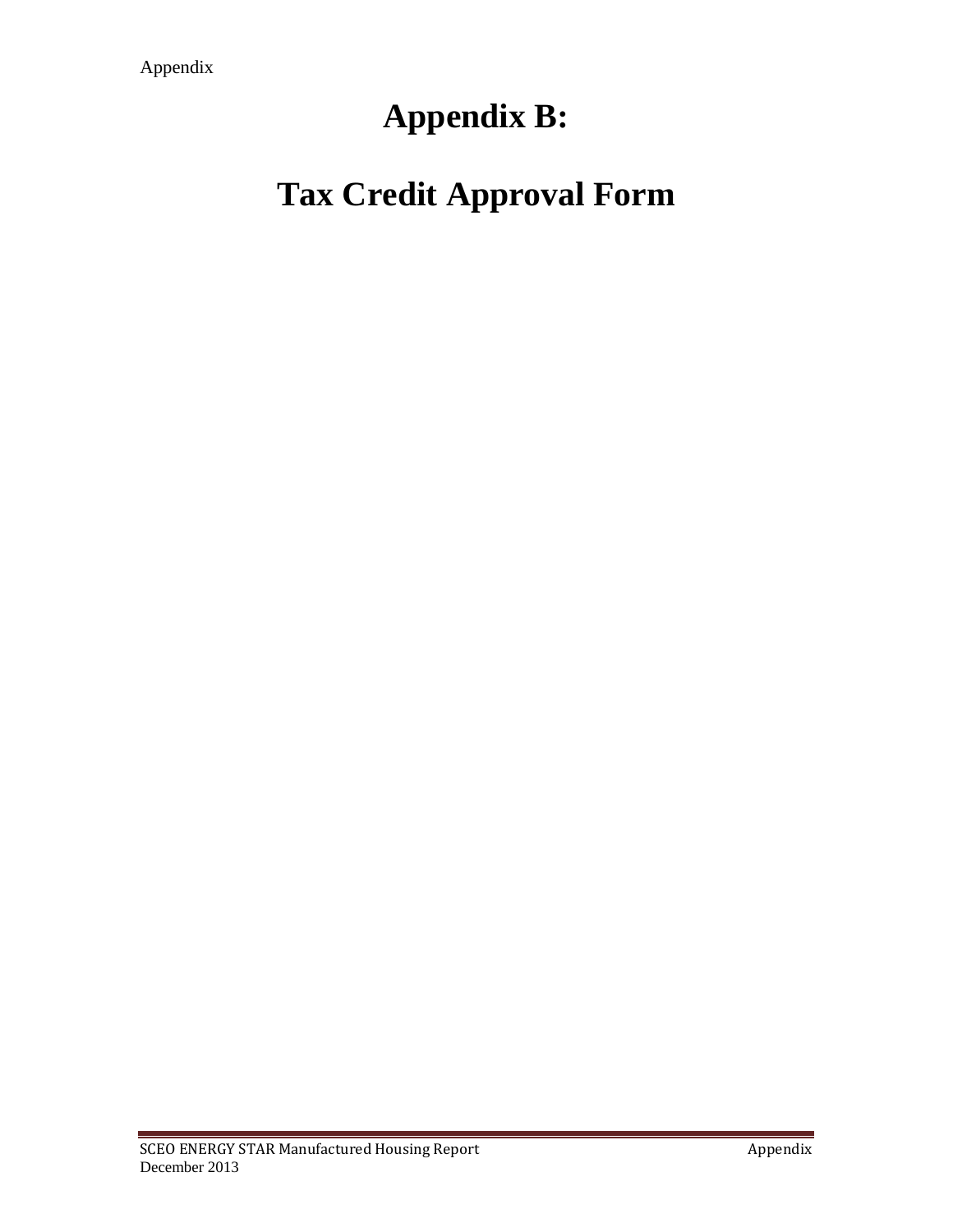# Appendix B:

# Tax Credit Approval Form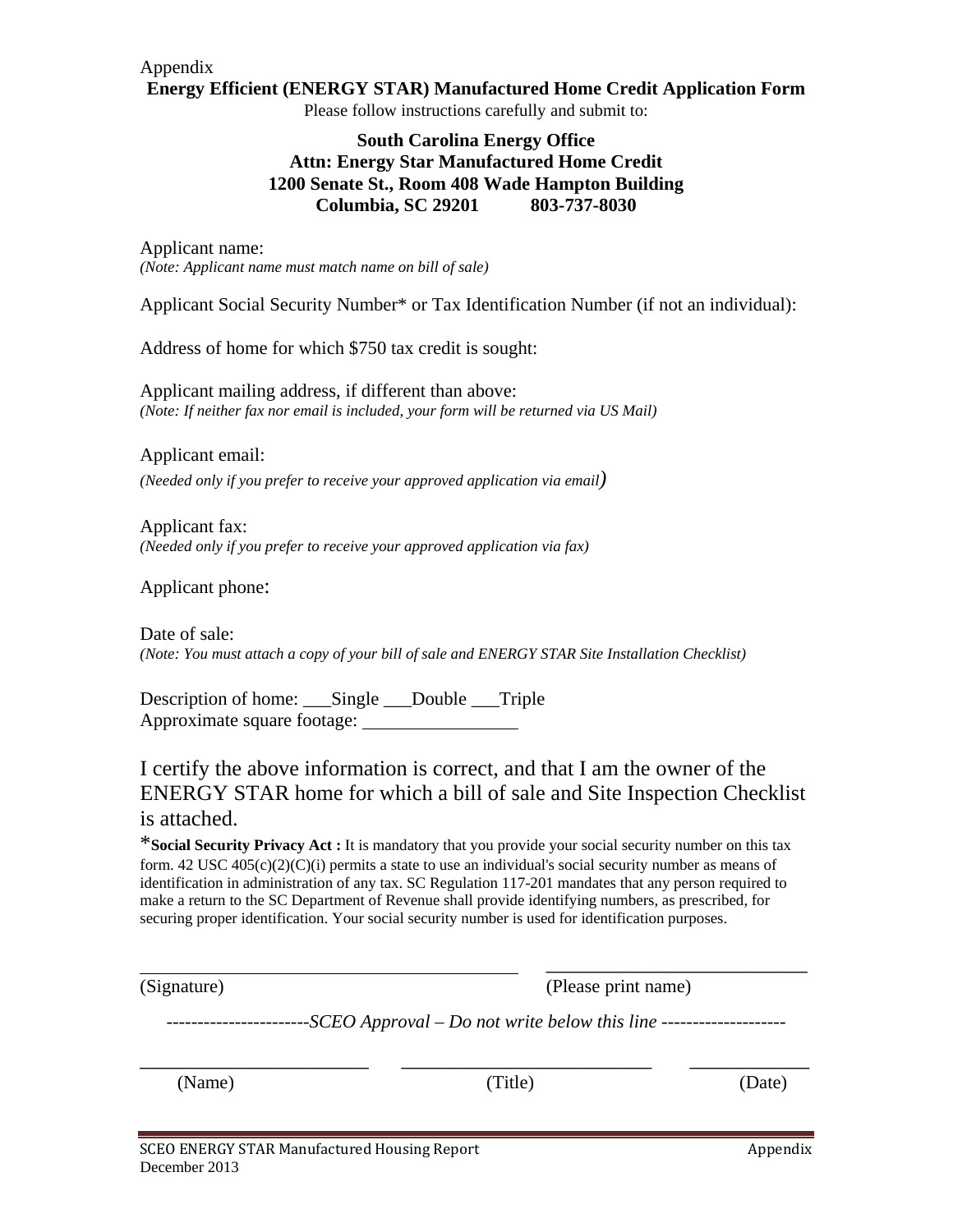Appendix

**Energy Efficient (ENERGY STAR) Manufactured Home Credit Application Form**

Please follow instructions carefully and submit to:

**South Carolina Energy Office**
**Attn: Energy Star Manufactured Home Credit**
**1200 Senate St., Room 408 Wade Hampton Building**
**Columbia, SC 29201 803-737-8030**

Applicant name:
*(Note: Applicant name must match name on bill of sale)*

Applicant Social Security Number* or Tax Identification Number (if not an individual):

Address of home for which $750 tax credit is sought:

Applicant mailing address, if different than above:
*(Note: If neither fax nor email is included, your form will be returned via US Mail)*

Applicant email:
*(Needed only if you prefer to receive your approved application via email)*

Applicant fax:
*(Needed only if you prefer to receive your approved application via fax)*

Applicant phone:

Date of sale:
*(Note: You must attach a copy of your bill of sale and ENERGY STAR Site Installation Checklist)*

Description of home: ___Single ___Double ___Triple
Approximate square footage: ________________

I certify the above information is correct, and that I am the owner of the ENERGY STAR home for which a bill of sale and Site Inspection Checklist is attached.

***Social Security Privacy Act :** It is mandatory that you provide your social security number on this tax form. 42 USC 405(c)(2)(C)(i) permits a state to use an individual's social security number as means of identification in administration of any tax. SC Regulation 117-201 mandates that any person required to make a return to the SC Department of Revenue shall provide identifying numbers, as prescribed, for securing proper identification. Your social security number is used for identification purposes.

________________________________________ ____________________________
(Signature) (Please print name)

----------------------*SCEO Approval – Do not write below this line* --------------------

________________________ __________________________ ____________
(Name) (Title) (Date)